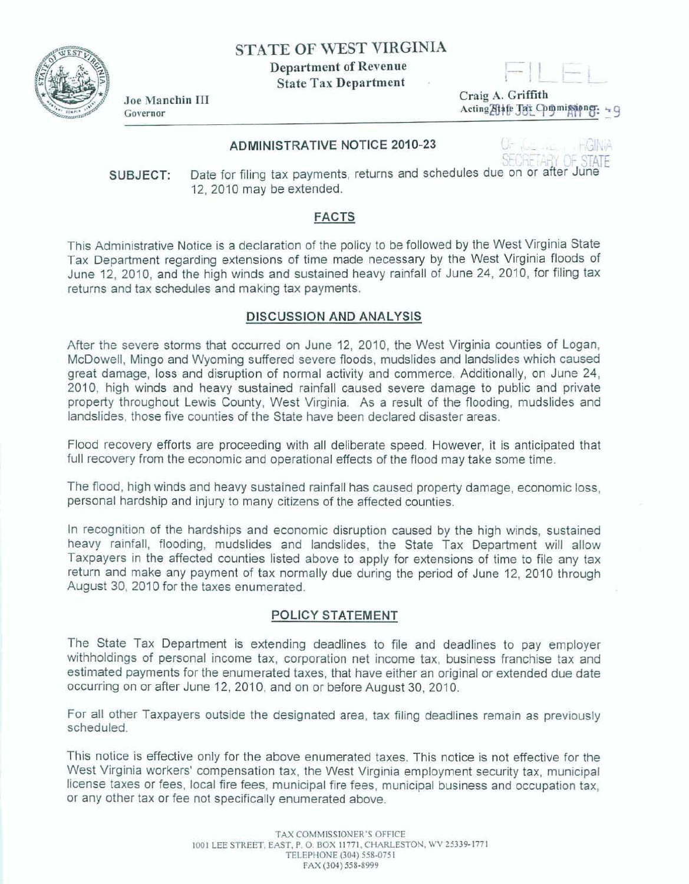# STATE OF WEST VIRGINIA

**Department of Revenue**
**State Tax Department**

Joe Manchin III
Governor

Craig A. Griffith
Acting State Tax Commissioner

FILED
2010 JUL 19 AM 8: 49
OFFICE WEST VIRGINIA
SECRETARY OF STATE

## ADMINISTRATIVE NOTICE 2010-23

**SUBJECT:** Date for filing tax payments, returns and schedules due on or after June 12, 2010 may be extended.

### FACTS

This Administrative Notice is a declaration of the policy to be followed by the West Virginia State Tax Department regarding extensions of time made necessary by the West Virginia floods of June 12, 2010, and the high winds and sustained heavy rainfall of June 24, 2010, for filing tax returns and tax schedules and making tax payments.

### DISCUSSION AND ANALYSIS

After the severe storms that occurred on June 12, 2010, the West Virginia counties of Logan, McDowell, Mingo and Wyoming suffered severe floods, mudslides and landslides which caused great damage, loss and disruption of normal activity and commerce. Additionally, on June 24, 2010, high winds and heavy sustained rainfall caused severe damage to public and private property throughout Lewis County, West Virginia. As a result of the flooding, mudslides and landslides, those five counties of the State have been declared disaster areas.

Flood recovery efforts are proceeding with all deliberate speed. However, it is anticipated that full recovery from the economic and operational effects of the flood may take some time.

The flood, high winds and heavy sustained rainfall has caused property damage, economic loss, personal hardship and injury to many citizens of the affected counties.

In recognition of the hardships and economic disruption caused by the high winds, sustained heavy rainfall, flooding, mudslides and landslides, the State Tax Department will allow Taxpayers in the affected counties listed above to apply for extensions of time to file any tax return and make any payment of tax normally due during the period of June 12, 2010 through August 30, 2010 for the taxes enumerated.

### POLICY STATEMENT

The State Tax Department is extending deadlines to file and deadlines to pay employer withholdings of personal income tax, corporation net income tax, business franchise tax and estimated payments for the enumerated taxes, that have either an original or extended due date occurring on or after June 12, 2010, and on or before August 30, 2010.

For all other Taxpayers outside the designated area, tax filing deadlines remain as previously scheduled.

This notice is effective only for the above enumerated taxes. This notice is not effective for the West Virginia workers' compensation tax, the West Virginia employment security tax, municipal license taxes or fees, local fire fees, municipal fire fees, municipal business and occupation tax, or any other tax or fee not specifically enumerated above.

TAX COMMISSIONER'S OFFICE
1001 LEE STREET, EAST, P. O. BOX 11771, CHARLESTON, WV 25339-1771
TELEPHONE (304) 558-0751
FAX (304) 558-8999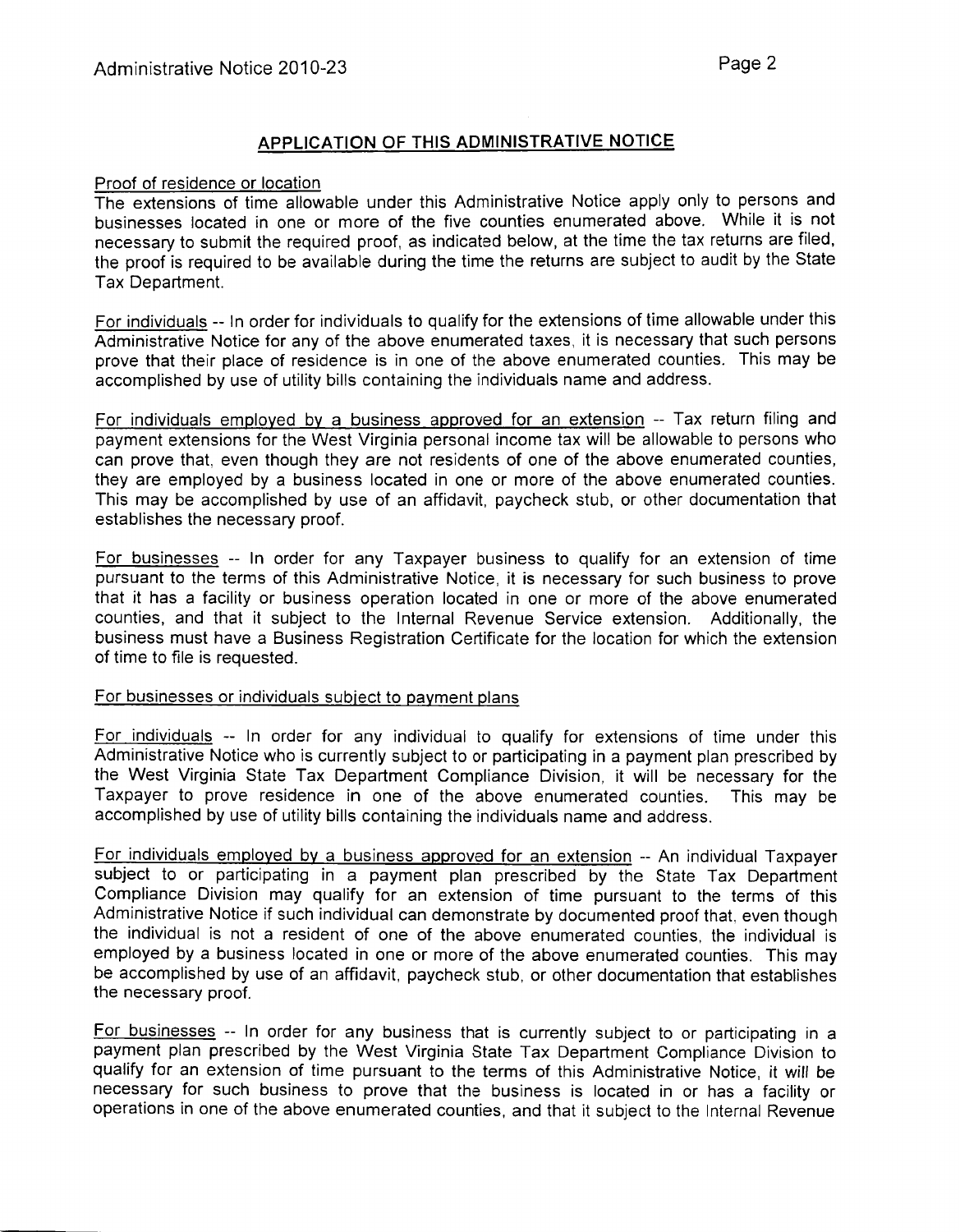## APPLICATION OF THIS ADMINISTRATIVE NOTICE

Proof of residence or location

The extensions of time allowable under this Administrative Notice apply only to persons and businesses located in one or more of the five counties enumerated above. While it is not necessary to submit the required proof, as indicated below, at the time the tax returns are filed, the proof is required to be available during the time the returns are subject to audit by the State Tax Department.

For individuals -- In order for individuals to qualify for the extensions of time allowable under this Administrative Notice for any of the above enumerated taxes, it is necessary that such persons prove that their place of residence is in one of the above enumerated counties. This may be accomplished by use of utility bills containing the individuals name and address.

For individuals employed by a business approved for an extension -- Tax return filing and payment extensions for the West Virginia personal income tax will be allowable to persons who can prove that, even though they are not residents of one of the above enumerated counties, they are employed by a business located in one or more of the above enumerated counties. This may be accomplished by use of an affidavit, paycheck stub, or other documentation that establishes the necessary proof.

For businesses -- In order for any Taxpayer business to qualify for an extension of time pursuant to the terms of this Administrative Notice, it is necessary for such business to prove that it has a facility or business operation located in one or more of the above enumerated counties, and that it subject to the Internal Revenue Service extension. Additionally, the business must have a Business Registration Certificate for the location for which the extension of time to file is requested.

For businesses or individuals subject to payment plans

For individuals -- In order for any individual to qualify for extensions of time under this Administrative Notice who is currently subject to or participating in a payment plan prescribed by the West Virginia State Tax Department Compliance Division, it will be necessary for the Taxpayer to prove residence in one of the above enumerated counties. This may be accomplished by use of utility bills containing the individuals name and address.

For individuals employed by a business approved for an extension -- An individual Taxpayer subject to or participating in a payment plan prescribed by the State Tax Department Compliance Division may qualify for an extension of time pursuant to the terms of this Administrative Notice if such individual can demonstrate by documented proof that, even though the individual is not a resident of one of the above enumerated counties, the individual is employed by a business located in one or more of the above enumerated counties. This may be accomplished by use of an affidavit, paycheck stub, or other documentation that establishes the necessary proof.

For businesses -- In order for any business that is currently subject to or participating in a payment plan prescribed by the West Virginia State Tax Department Compliance Division to qualify for an extension of time pursuant to the terms of this Administrative Notice, it will be necessary for such business to prove that the business is located in or has a facility or operations in one of the above enumerated counties, and that it subject to the Internal Revenue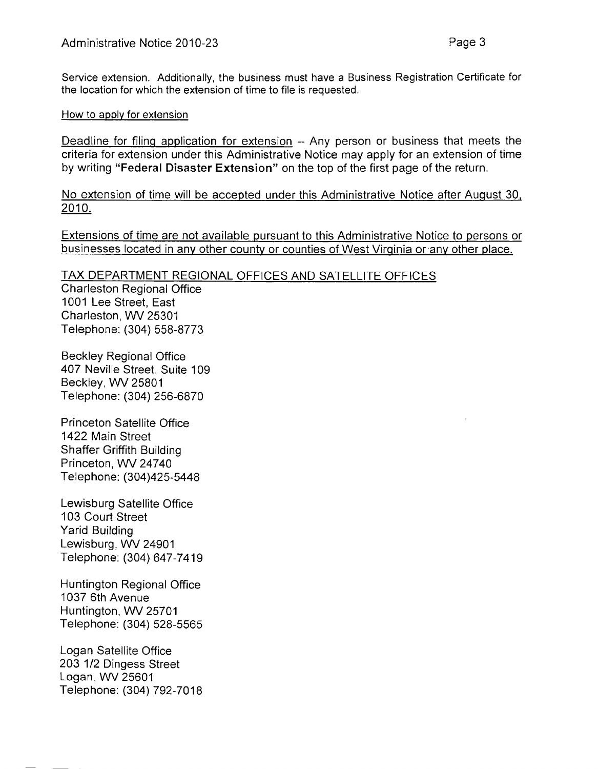Service extension. Additionally, the business must have a Business Registration Certificate for the location for which the extension of time to file is requested.

<u>How to apply for extension</u>

<u>Deadline for filing application for extension</u> -- Any person or business that meets the criteria for extension under this Administrative Notice may apply for an extension of time by writing **"Federal Disaster Extension"** on the top of the first page of the return.

<u>No extension of time will be accepted under this Administrative Notice after August 30, 2010.</u>

<u>Extensions of time are not available pursuant to this Administrative Notice to persons or businesses located in any other county or counties of West Virginia or any other place.</u>

<u>TAX DEPARTMENT REGIONAL OFFICES AND SATELLITE OFFICES</u>

Charleston Regional Office
1001 Lee Street, East
Charleston, WV 25301
Telephone: (304) 558-8773

Beckley Regional Office
407 Neville Street, Suite 109
Beckley, WV 25801
Telephone: (304) 256-6870

Princeton Satellite Office
1422 Main Street
Shaffer Griffith Building
Princeton, WV 24740
Telephone: (304)425-5448

Lewisburg Satellite Office
103 Court Street
Yarid Building
Lewisburg, WV 24901
Telephone: (304) 647-7419

Huntington Regional Office
1037 6th Avenue
Huntington, WV 25701
Telephone: (304) 528-5565

Logan Satellite Office
203 1/2 Dingess Street
Logan, WV 25601
Telephone: (304) 792-7018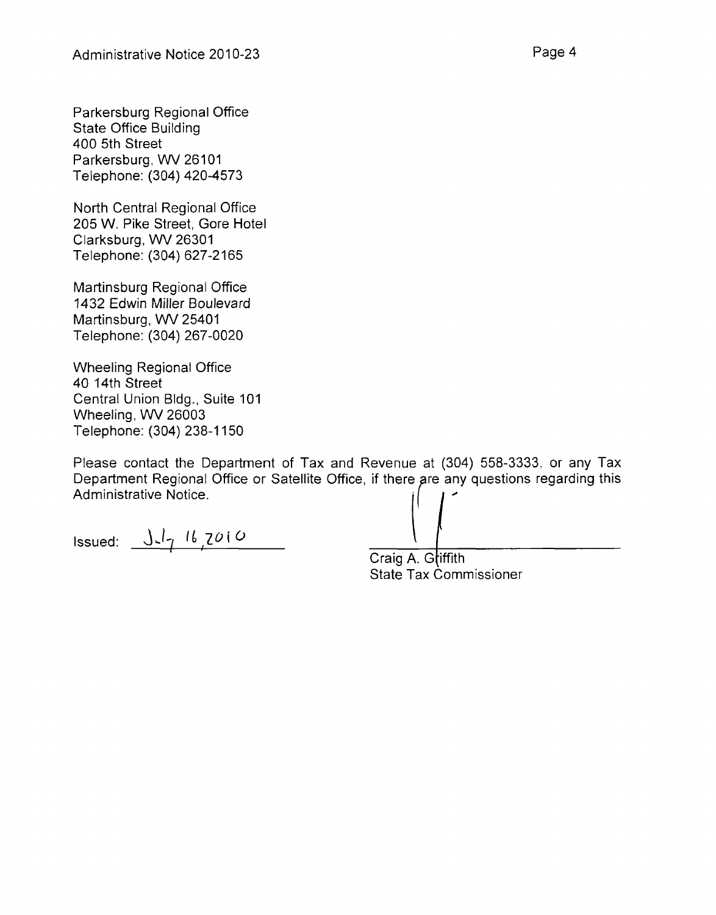Parkersburg Regional Office
State Office Building
400 5th Street
Parkersburg, WV 26101
Telephone: (304) 420-4573

North Central Regional Office
205 W. Pike Street, Gore Hotel
Clarksburg, WV 26301
Telephone: (304) 627-2165

Martinsburg Regional Office
1432 Edwin Miller Boulevard
Martinsburg, WV 25401
Telephone: (304) 267-0020

Wheeling Regional Office
40 14th Street
Central Union Bldg., Suite 101
Wheeling, WV 26003
Telephone: (304) 238-1150

Please contact the Department of Tax and Revenue at (304) 558-3333, or any Tax Department Regional Office or Satellite Office, if there are any questions regarding this Administrative Notice.

Issued: July 16, 2010

Craig A. Griffith
State Tax Commissioner